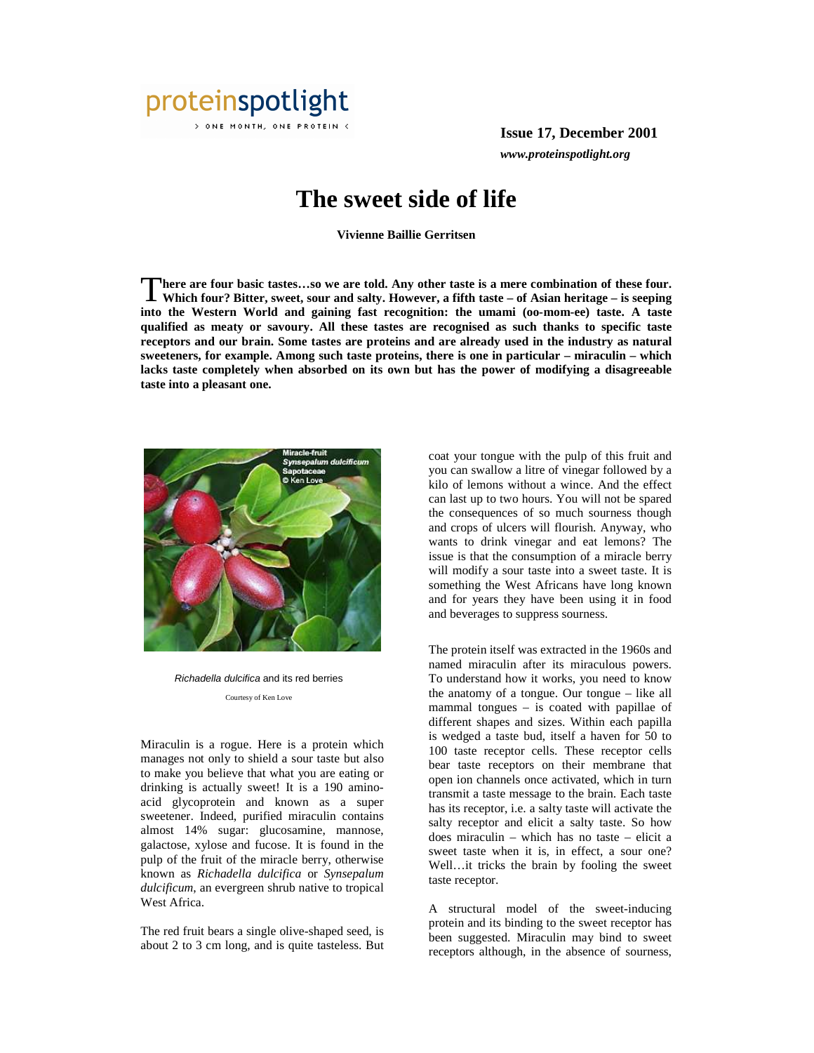proteinspotlight

> ONE MONTH, ONE PROTEIN <

**Issue 17, December 2001**

***www.proteinspotlight.org***

# The sweet side of life

**Vivienne Baillie Gerritsen**

**There are four basic tastes…so we are told. Any other taste is a mere combination of these four. Which four? Bitter, sweet, sour and salty. However, a fifth taste – of Asian heritage – is seeping into the Western World and gaining fast recognition: the umami (oo-mom-ee) taste. A taste qualified as meaty or savoury. All these tastes are recognised as such thanks to specific taste receptors and our brain. Some tastes are proteins and are already used in the industry as natural sweeteners, for example. Among such taste proteins, there is one in particular – miraculin – which lacks taste completely when absorbed on its own but has the power of modifying a disagreeable taste into a pleasant one.**

*Richadella dulcifica* and its red berries

Courtesy of Ken Love

Miraculin is a rogue. Here is a protein which manages not only to shield a sour taste but also to make you believe that what you are eating or drinking is actually sweet! It is a 190 amino-acid glycoprotein and known as a super sweetener. Indeed, purified miraculin contains almost 14% sugar: glucosamine, mannose, galactose, xylose and fucose. It is found in the pulp of the fruit of the miracle berry, otherwise known as *Richadella dulcifica* or *Synsepalum dulcificum*, an evergreen shrub native to tropical West Africa.

The red fruit bears a single olive-shaped seed, is about 2 to 3 cm long, and is quite tasteless. But coat your tongue with the pulp of this fruit and you can swallow a litre of vinegar followed by a kilo of lemons without a wince. And the effect can last up to two hours. You will not be spared the consequences of so much sourness though and crops of ulcers will flourish. Anyway, who wants to drink vinegar and eat lemons? The issue is that the consumption of a miracle berry will modify a sour taste into a sweet taste. It is something the West Africans have long known and for years they have been using it in food and beverages to suppress sourness.

The protein itself was extracted in the 1960s and named miraculin after its miraculous powers. To understand how it works, you need to know the anatomy of a tongue. Our tongue – like all mammal tongues – is coated with papillae of different shapes and sizes. Within each papilla is wedged a taste bud, itself a haven for 50 to 100 taste receptor cells. These receptor cells bear taste receptors on their membrane that open ion channels once activated, which in turn transmit a taste message to the brain. Each taste has its receptor, i.e. a salty taste will activate the salty receptor and elicit a salty taste. So how does miraculin – which has no taste – elicit a sweet taste when it is, in effect, a sour one? Well…it tricks the brain by fooling the sweet taste receptor.

A structural model of the sweet-inducing protein and its binding to the sweet receptor has been suggested. Miraculin may bind to sweet receptors although, in the absence of sourness,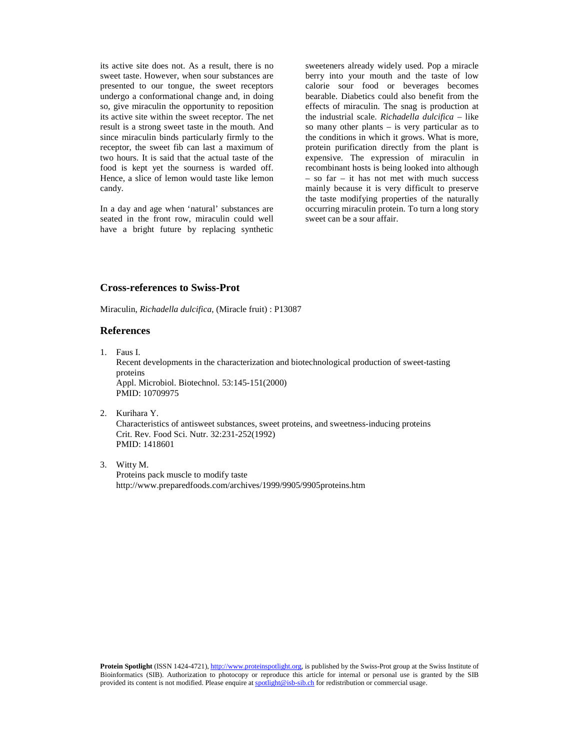its active site does not. As a result, there is no sweet taste. However, when sour substances are presented to our tongue, the sweet receptors undergo a conformational change and, in doing so, give miraculin the opportunity to reposition its active site within the sweet receptor. The net result is a strong sweet taste in the mouth. And since miraculin binds particularly firmly to the receptor, the sweet fib can last a maximum of two hours. It is said that the actual taste of the food is kept yet the sourness is warded off. Hence, a slice of lemon would taste like lemon candy.

In a day and age when 'natural' substances are seated in the front row, miraculin could well have a bright future by replacing synthetic sweeteners already widely used. Pop a miracle berry into your mouth and the taste of low calorie sour food or beverages becomes bearable. Diabetics could also benefit from the effects of miraculin. The snag is production at the industrial scale. *Richadella dulcifica* – like so many other plants – is very particular as to the conditions in which it grows. What is more, protein purification directly from the plant is expensive. The expression of miraculin in recombinant hosts is being looked into although – so far – it has not met with much success mainly because it is very difficult to preserve the taste modifying properties of the naturally occurring miraculin protein. To turn a long story sweet can be a sour affair.

## Cross-references to Swiss-Prot

Miraculin, *Richadella dulcifica*, (Miracle fruit) : P13087

## References

1. Faus I.
   Recent developments in the characterization and biotechnological production of sweet-tasting proteins
   Appl. Microbiol. Biotechnol. 53:145-151(2000)
   PMID: 10709975

2. Kurihara Y.
   Characteristics of antisweet substances, sweet proteins, and sweetness-inducing proteins
   Crit. Rev. Food Sci. Nutr. 32:231-252(1992)
   PMID: 1418601

3. Witty M.
   Proteins pack muscle to modify taste
   http://www.preparedfoods.com/archives/1999/9905/9905proteins.htm

**Protein Spotlight** (ISSN 1424-4721), http://www.proteinspotlight.org, is published by the Swiss-Prot group at the Swiss Institute of Bioinformatics (SIB). Authorization to photocopy or reproduce this article for internal or personal use is granted by the SIB provided its content is not modified. Please enquire at spotlight@isb-sib.ch for redistribution or commercial usage.